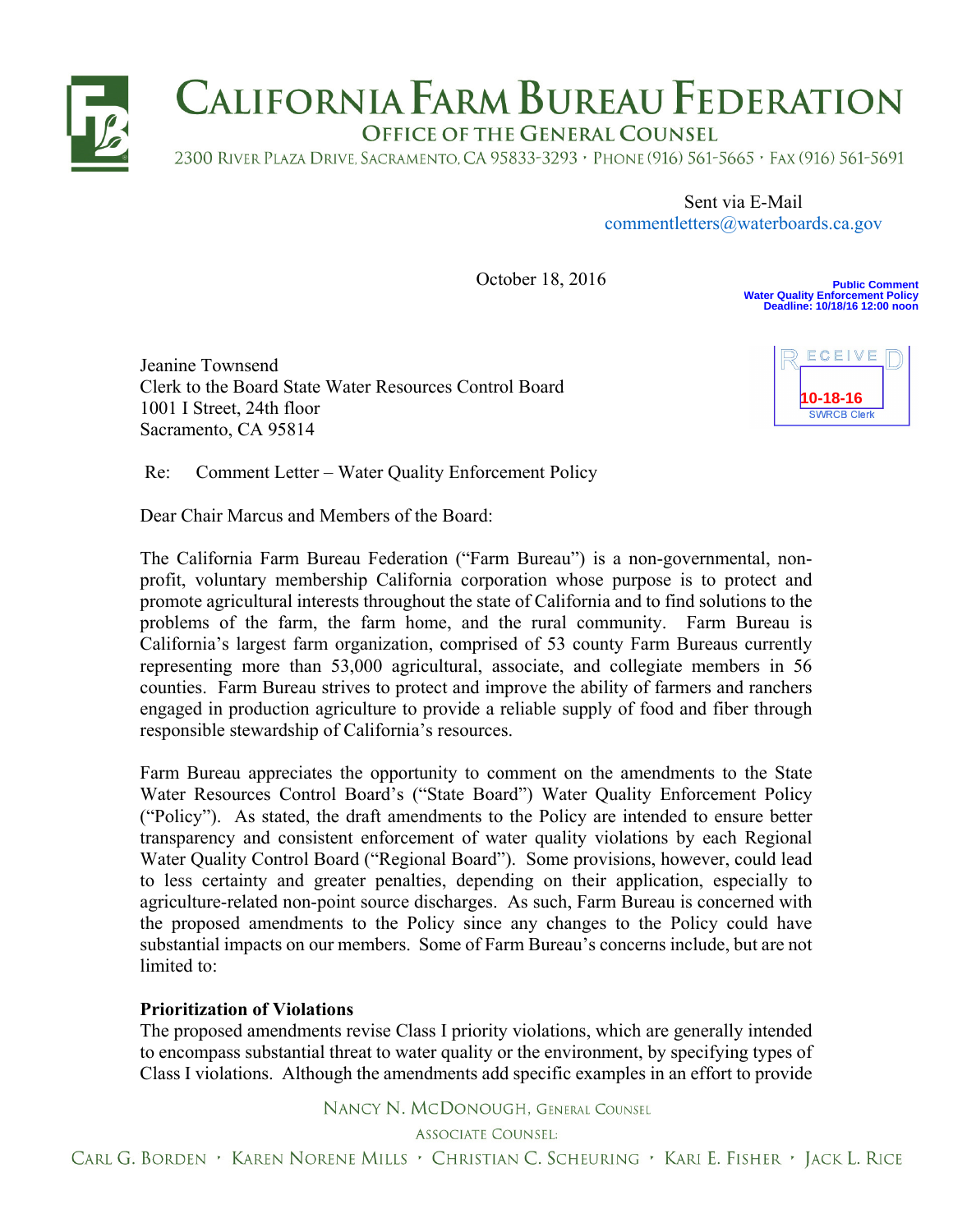# CALIFORNIA FARM BUREAU FEDERATION

OFFICE OF THE GENERAL COUNSEL

2300 RIVER PLAZA DRIVE, SACRAMENTO, CA 95833-3293 · PHONE (916) 561-5665 · FAX (916) 561-5691

Sent via E-Mail
commentletters@waterboards.ca.gov

October 18, 2016

Public Comment
Water Quality Enforcement Policy
Deadline: 10/18/16 12:00 noon

RECEIVED
10-18-16
SWRCB Clerk

Jeanine Townsend
Clerk to the Board State Water Resources Control Board
1001 I Street, 24th floor
Sacramento, CA 95814

Re: Comment Letter – Water Quality Enforcement Policy

Dear Chair Marcus and Members of the Board:

The California Farm Bureau Federation ("Farm Bureau") is a non-governmental, non-profit, voluntary membership California corporation whose purpose is to protect and promote agricultural interests throughout the state of California and to find solutions to the problems of the farm, the farm home, and the rural community. Farm Bureau is California's largest farm organization, comprised of 53 county Farm Bureaus currently representing more than 53,000 agricultural, associate, and collegiate members in 56 counties. Farm Bureau strives to protect and improve the ability of farmers and ranchers engaged in production agriculture to provide a reliable supply of food and fiber through responsible stewardship of California's resources.

Farm Bureau appreciates the opportunity to comment on the amendments to the State Water Resources Control Board's ("State Board") Water Quality Enforcement Policy ("Policy"). As stated, the draft amendments to the Policy are intended to ensure better transparency and consistent enforcement of water quality violations by each Regional Water Quality Control Board ("Regional Board"). Some provisions, however, could lead to less certainty and greater penalties, depending on their application, especially to agriculture-related non-point source discharges. As such, Farm Bureau is concerned with the proposed amendments to the Policy since any changes to the Policy could have substantial impacts on our members. Some of Farm Bureau's concerns include, but are not limited to:

**Prioritization of Violations**
The proposed amendments revise Class I priority violations, which are generally intended to encompass substantial threat to water quality or the environment, by specifying types of Class I violations. Although the amendments add specific examples in an effort to provide

NANCY N. MCDONOUGH, GENERAL COUNSEL

ASSOCIATE COUNSEL:

CARL G. BORDEN · KAREN NORENE MILLS · CHRISTIAN C. SCHEURING · KARI E. FISHER · JACK L. RICE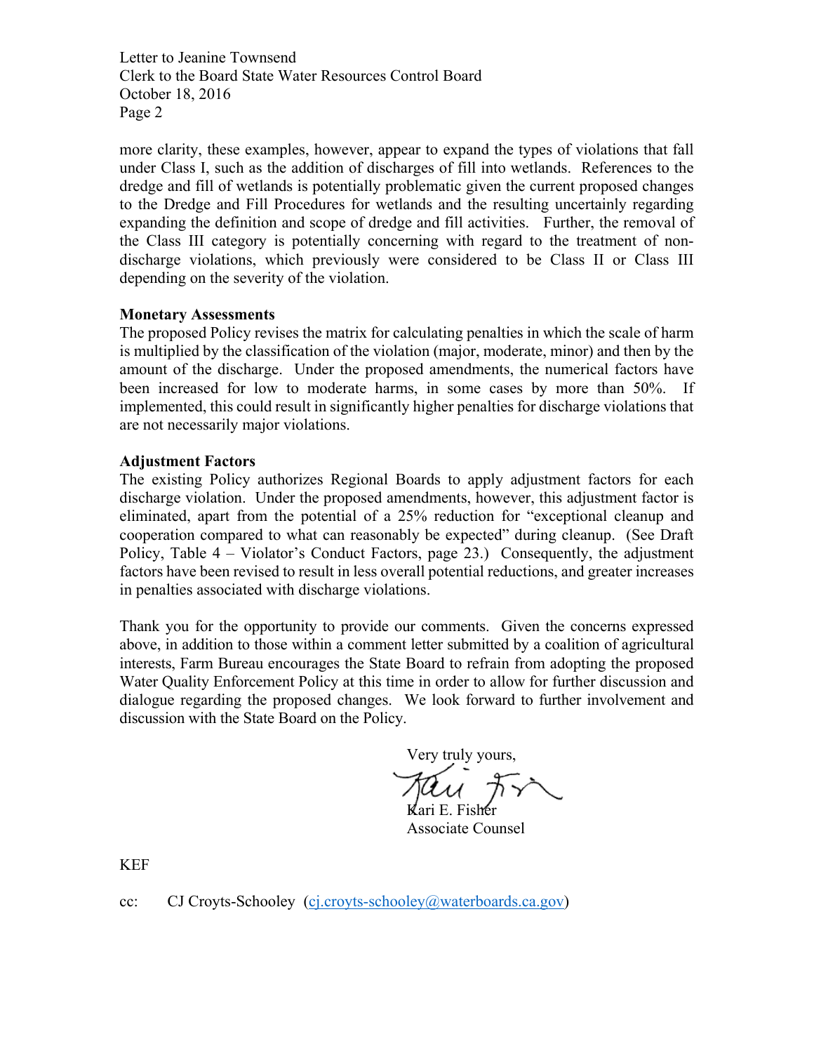more clarity, these examples, however, appear to expand the types of violations that fall under Class I, such as the addition of discharges of fill into wetlands. References to the dredge and fill of wetlands is potentially problematic given the current proposed changes to the Dredge and Fill Procedures for wetlands and the resulting uncertainly regarding expanding the definition and scope of dredge and fill activities. Further, the removal of the Class III category is potentially concerning with regard to the treatment of non-discharge violations, which previously were considered to be Class II or Class III depending on the severity of the violation.

**Monetary Assessments**

The proposed Policy revises the matrix for calculating penalties in which the scale of harm is multiplied by the classification of the violation (major, moderate, minor) and then by the amount of the discharge. Under the proposed amendments, the numerical factors have been increased for low to moderate harms, in some cases by more than 50%. If implemented, this could result in significantly higher penalties for discharge violations that are not necessarily major violations.

**Adjustment Factors**

The existing Policy authorizes Regional Boards to apply adjustment factors for each discharge violation. Under the proposed amendments, however, this adjustment factor is eliminated, apart from the potential of a 25% reduction for "exceptional cleanup and cooperation compared to what can reasonably be expected" during cleanup. (See Draft Policy, Table 4 – Violator's Conduct Factors, page 23.) Consequently, the adjustment factors have been revised to result in less overall potential reductions, and greater increases in penalties associated with discharge violations.

Thank you for the opportunity to provide our comments. Given the concerns expressed above, in addition to those within a comment letter submitted by a coalition of agricultural interests, Farm Bureau encourages the State Board to refrain from adopting the proposed Water Quality Enforcement Policy at this time in order to allow for further discussion and dialogue regarding the proposed changes. We look forward to further involvement and discussion with the State Board on the Policy.

Very truly yours,

Kari E. Fisher
Associate Counsel

KEF

cc: CJ Croyts-Schooley (cj.croyts-schooley@waterboards.ca.gov)